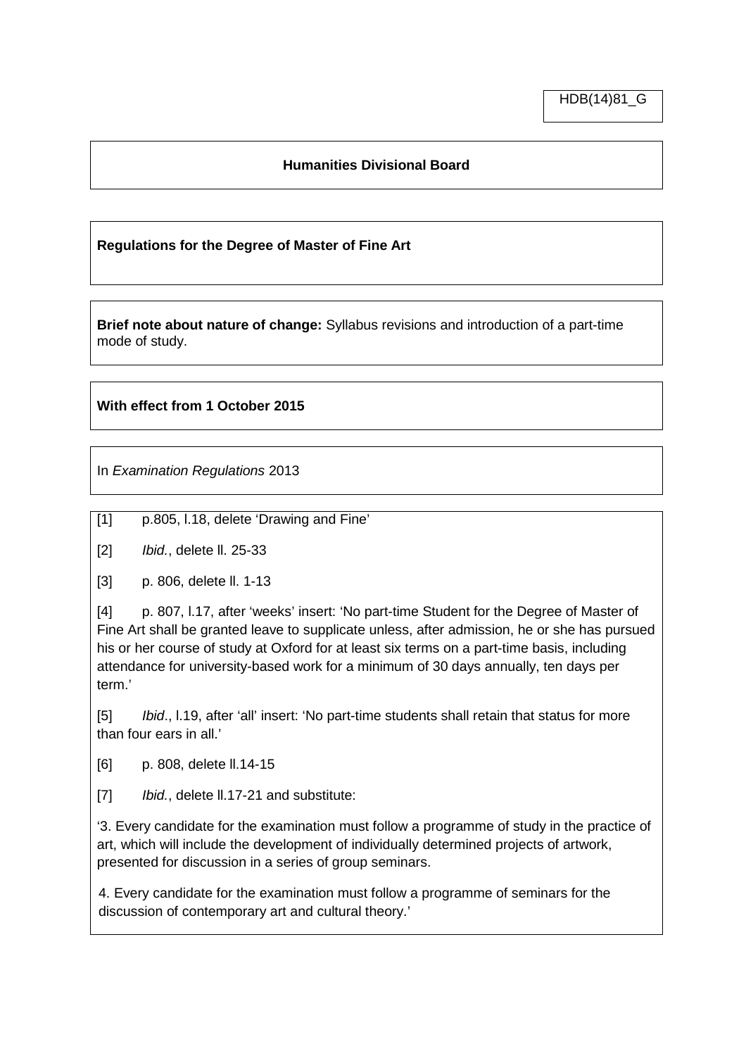HDB(14)81_G

**Humanities Divisional Board**

**Regulations for the Degree of Master of Fine Art**

**Brief note about nature of change:** Syllabus revisions and introduction of a part-time mode of study.

**With effect from 1 October 2015**

In *Examination Regulations* 2013

[1] p.805, l.18, delete 'Drawing and Fine'

[2] *Ibid.*, delete ll. 25-33

[3] p. 806, delete ll. 1-13

[4] p. 807, l.17, after 'weeks' insert: 'No part-time Student for the Degree of Master of Fine Art shall be granted leave to supplicate unless, after admission, he or she has pursued his or her course of study at Oxford for at least six terms on a part-time basis, including attendance for university-based work for a minimum of 30 days annually, ten days per term.'

[5] *Ibid*., l.19, after 'all' insert: 'No part-time students shall retain that status for more than four ears in all.'

[6] p. 808, delete ll.14-15

[7] *Ibid.*, delete ll.17-21 and substitute:

'3. Every candidate for the examination must follow a programme of study in the practice of art, which will include the development of individually determined projects of artwork, presented for discussion in a series of group seminars.

4. Every candidate for the examination must follow a programme of seminars for the discussion of contemporary art and cultural theory.'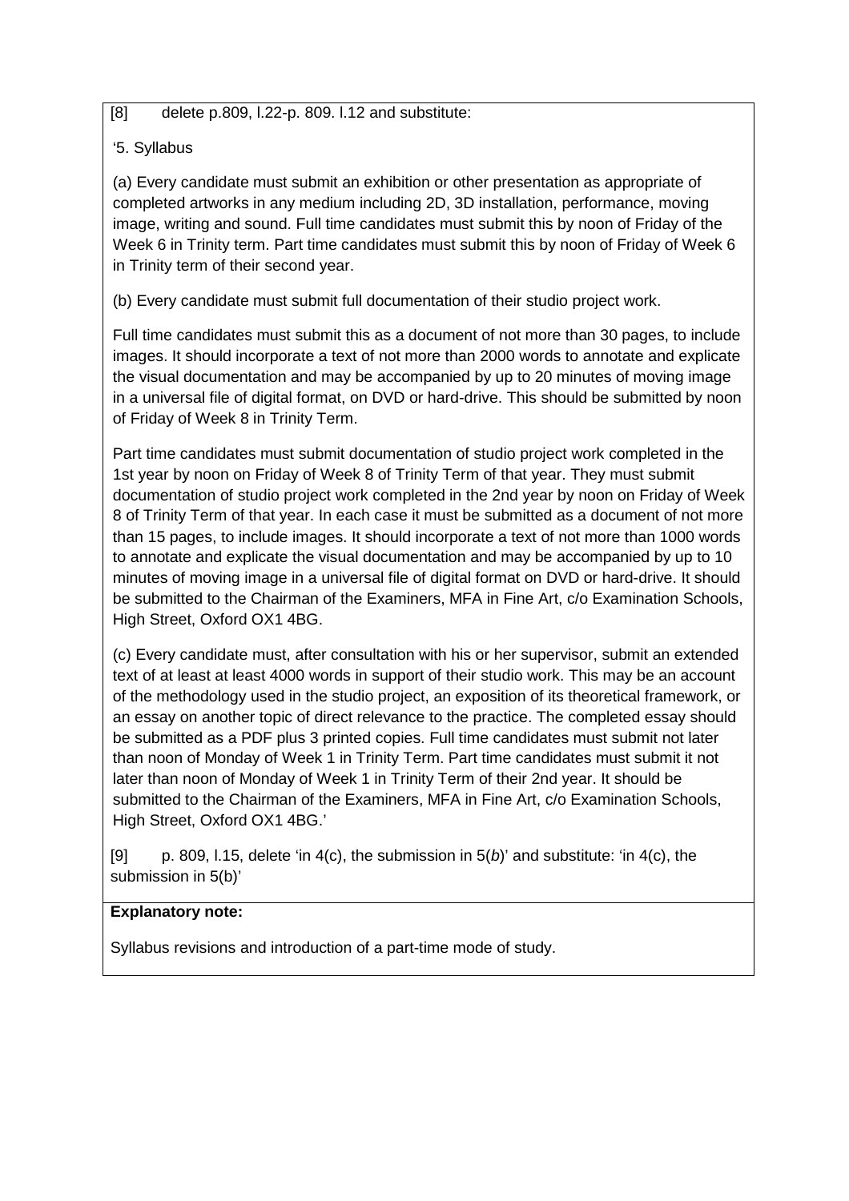[8] delete p.809, l.22-p. 809. l.12 and substitute:

'5. Syllabus

(a) Every candidate must submit an exhibition or other presentation as appropriate of completed artworks in any medium including 2D, 3D installation, performance, moving image, writing and sound. Full time candidates must submit this by noon of Friday of the Week 6 in Trinity term. Part time candidates must submit this by noon of Friday of Week 6 in Trinity term of their second year.

(b) Every candidate must submit full documentation of their studio project work.

Full time candidates must submit this as a document of not more than 30 pages, to include images. It should incorporate a text of not more than 2000 words to annotate and explicate the visual documentation and may be accompanied by up to 20 minutes of moving image in a universal file of digital format, on DVD or hard-drive. This should be submitted by noon of Friday of Week 8 in Trinity Term.

Part time candidates must submit documentation of studio project work completed in the 1st year by noon on Friday of Week 8 of Trinity Term of that year. They must submit documentation of studio project work completed in the 2nd year by noon on Friday of Week 8 of Trinity Term of that year. In each case it must be submitted as a document of not more than 15 pages, to include images. It should incorporate a text of not more than 1000 words to annotate and explicate the visual documentation and may be accompanied by up to 10 minutes of moving image in a universal file of digital format on DVD or hard-drive. It should be submitted to the Chairman of the Examiners, MFA in Fine Art, c/o Examination Schools, High Street, Oxford OX1 4BG.

(c) Every candidate must, after consultation with his or her supervisor, submit an extended text of at least at least 4000 words in support of their studio work. This may be an account of the methodology used in the studio project, an exposition of its theoretical framework, or an essay on another topic of direct relevance to the practice. The completed essay should be submitted as a PDF plus 3 printed copies. Full time candidates must submit not later than noon of Monday of Week 1 in Trinity Term. Part time candidates must submit it not later than noon of Monday of Week 1 in Trinity Term of their 2nd year. It should be submitted to the Chairman of the Examiners, MFA in Fine Art, c/o Examination Schools, High Street, Oxford OX1 4BG.'

[9] p. 809, l.15, delete 'in 4(c), the submission in 5(*b*)' and substitute: 'in 4(c), the submission in 5(b)'

**Explanatory note:**

Syllabus revisions and introduction of a part-time mode of study.